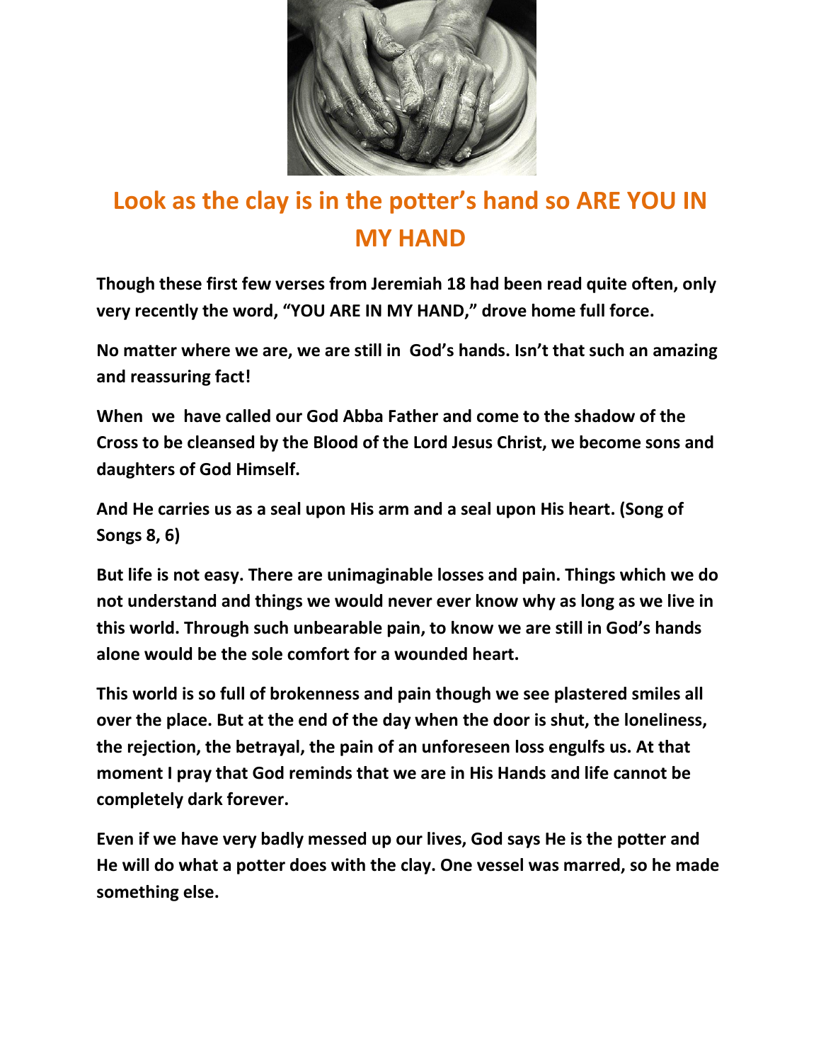# Look as the clay is in the potter's hand so ARE YOU IN MY HAND

**Though these first few verses from Jeremiah 18 had been read quite often, only very recently the word, "YOU ARE IN MY HAND," drove home full force.**

**No matter where we are, we are still in God's hands. Isn't that such an amazing and reassuring fact!**

**When we have called our God Abba Father and come to the shadow of the Cross to be cleansed by the Blood of the Lord Jesus Christ, we become sons and daughters of God Himself.**

**And He carries us as a seal upon His arm and a seal upon His heart. (Song of Songs 8, 6)**

**But life is not easy. There are unimaginable losses and pain. Things which we do not understand and things we would never ever know why as long as we live in this world. Through such unbearable pain, to know we are still in God's hands alone would be the sole comfort for a wounded heart.**

**This world is so full of brokenness and pain though we see plastered smiles all over the place. But at the end of the day when the door is shut, the loneliness, the rejection, the betrayal, the pain of an unforeseen loss engulfs us. At that moment I pray that God reminds that we are in His Hands and life cannot be completely dark forever.**

**Even if we have very badly messed up our lives, God says He is the potter and He will do what a potter does with the clay. One vessel was marred, so he made something else.**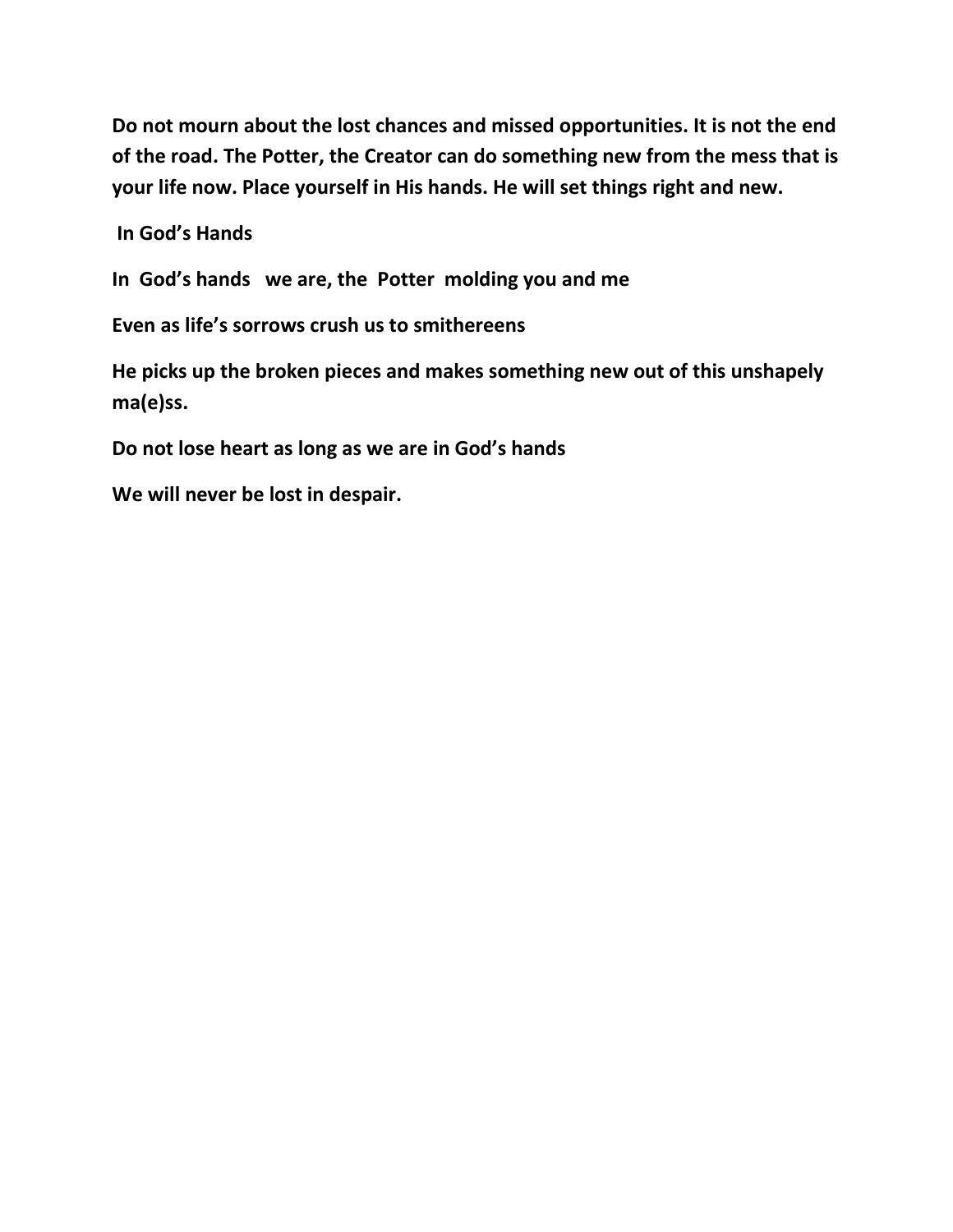**Do not mourn about the lost chances and missed opportunities. It is not the end of the road. The Potter, the Creator can do something new from the mess that is your life now. Place yourself in His hands. He will set things right and new.**

**In God's Hands**

**In God's hands we are, the Potter molding you and me**

**Even as life's sorrows crush us to smithereens**

**He picks up the broken pieces and makes something new out of this unshapely ma(e)ss.**

**Do not lose heart as long as we are in God's hands**

**We will never be lost in despair.**